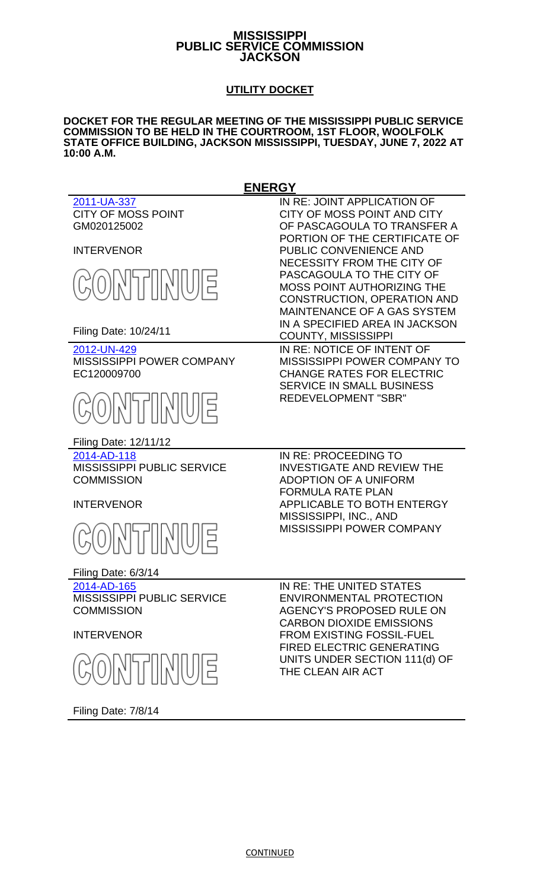**MISSISSIPPI**
**PUBLIC SERVICE COMMISSION**
**JACKSON**

**UTILITY DOCKET**

**DOCKET FOR THE REGULAR MEETING OF THE MISSISSIPPI PUBLIC SERVICE COMMISSION TO BE HELD IN THE COURTROOM, 1ST FLOOR, WOOLFOLK STATE OFFICE BUILDING, JACKSON MISSISSIPPI, TUESDAY, JUNE 7, 2022 AT 10:00 A.M.**

## ENERGY

| | |
|---|---|
| 2011-UA-337<br>CITY OF MOSS POINT<br>GM020125002<br><br>INTERVENOR<br><br>CONTINUE<br><br>Filing Date: 10/24/11 | IN RE: JOINT APPLICATION OF CITY OF MOSS POINT AND CITY OF PASCAGOULA TO TRANSFER A PORTION OF THE CERTIFICATE OF PUBLIC CONVENIENCE AND NECESSITY FROM THE CITY OF PASCAGOULA TO THE CITY OF MOSS POINT AUTHORIZING THE CONSTRUCTION, OPERATION AND MAINTENANCE OF A GAS SYSTEM IN A SPECIFIED AREA IN JACKSON COUNTY, MISSISSIPPI |
| 2012-UN-429<br>MISSISSIPPI POWER COMPANY<br>EC120009700<br><br>CONTINUE<br><br>Filing Date: 12/11/12 | IN RE: NOTICE OF INTENT OF MISSISSIPPI POWER COMPANY TO CHANGE RATES FOR ELECTRIC SERVICE IN SMALL BUSINESS REDEVELOPMENT "SBR" |
| 2014-AD-118<br>MISSISSIPPI PUBLIC SERVICE COMMISSION<br><br>INTERVENOR<br><br>CONTINUE<br><br>Filing Date: 6/3/14 | IN RE: PROCEEDING TO INVESTIGATE AND REVIEW THE ADOPTION OF A UNIFORM FORMULA RATE PLAN APPLICABLE TO BOTH ENTERGY MISSISSIPPI, INC., AND MISSISSIPPI POWER COMPANY |
| 2014-AD-165<br>MISSISSIPPI PUBLIC SERVICE COMMISSION<br><br>INTERVENOR<br><br>CONTINUE<br><br>Filing Date: 7/8/14 | IN RE: THE UNITED STATES ENVIRONMENTAL PROTECTION AGENCY'S PROPOSED RULE ON CARBON DIOXIDE EMISSIONS FROM EXISTING FOSSIL-FUEL FIRED ELECTRIC GENERATING UNITS UNDER SECTION 111(d) OF THE CLEAN AIR ACT |

CONTINUED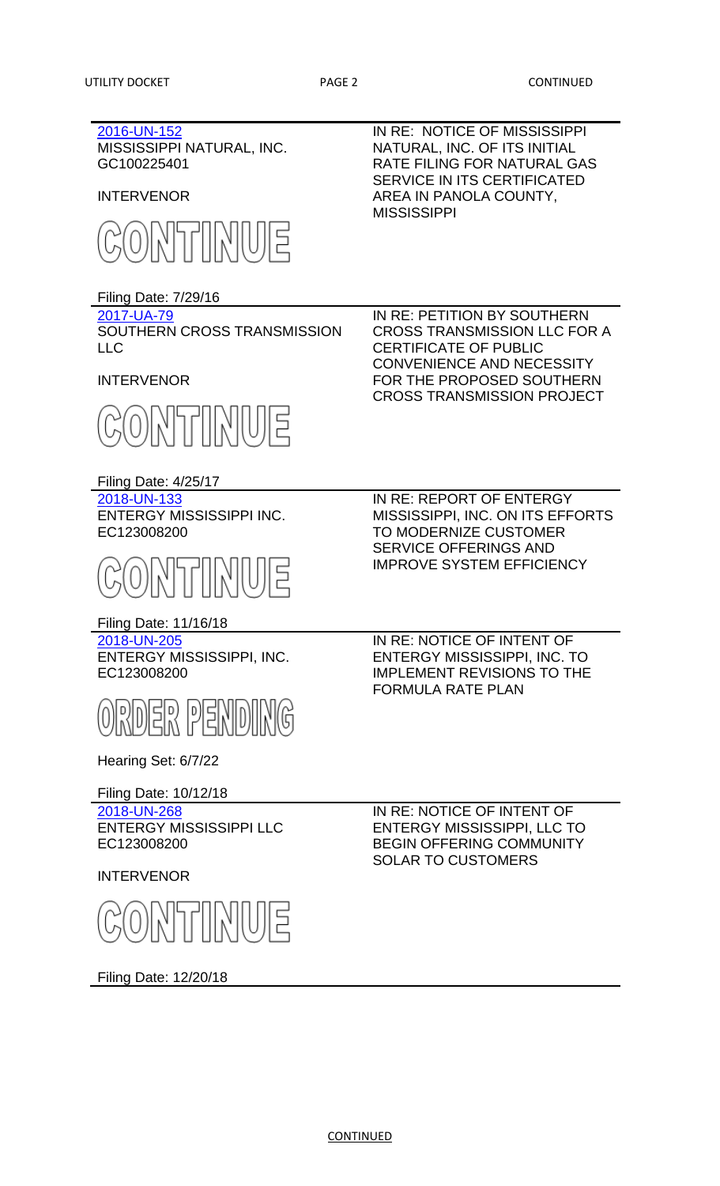| Docket | Description |
| --- | --- |
| 2016-UN-152<br>MISSISSIPPI NATURAL, INC.<br>GC100225401<br><br>INTERVENOR<br><br>CONTINUE<br><br>Filing Date: 7/29/16 | IN RE: NOTICE OF MISSISSIPPI NATURAL, INC. OF ITS INITIAL RATE FILING FOR NATURAL GAS SERVICE IN ITS CERTIFICATED AREA IN PANOLA COUNTY, MISSISSIPPI |
| 2017-UA-79<br>SOUTHERN CROSS TRANSMISSION LLC<br><br>INTERVENOR<br><br>CONTINUE<br><br>Filing Date: 4/25/17 | IN RE: PETITION BY SOUTHERN CROSS TRANSMISSION LLC FOR A CERTIFICATE OF PUBLIC CONVENIENCE AND NECESSITY FOR THE PROPOSED SOUTHERN CROSS TRANSMISSION PROJECT |
| 2018-UN-133<br>ENTERGY MISSISSIPPI INC.<br>EC123008200<br><br>CONTINUE<br><br>Filing Date: 11/16/18 | IN RE: REPORT OF ENTERGY MISSISSIPPI, INC. ON ITS EFFORTS TO MODERNIZE CUSTOMER SERVICE OFFERINGS AND IMPROVE SYSTEM EFFICIENCY |
| 2018-UN-205<br>ENTERGY MISSISSIPPI, INC.<br>EC123008200<br><br>ORDER PENDING<br><br>Hearing Set: 6/7/22<br><br>Filing Date: 10/12/18 | IN RE: NOTICE OF INTENT OF ENTERGY MISSISSIPPI, INC. TO IMPLEMENT REVISIONS TO THE FORMULA RATE PLAN |
| 2018-UN-268<br>ENTERGY MISSISSIPPI LLC<br>EC123008200<br><br>INTERVENOR<br><br>CONTINUE<br><br>Filing Date: 12/20/18 | IN RE: NOTICE OF INTENT OF ENTERGY MISSISSIPPI, LLC TO BEGIN OFFERING COMMUNITY SOLAR TO CUSTOMERS |

CONTINUED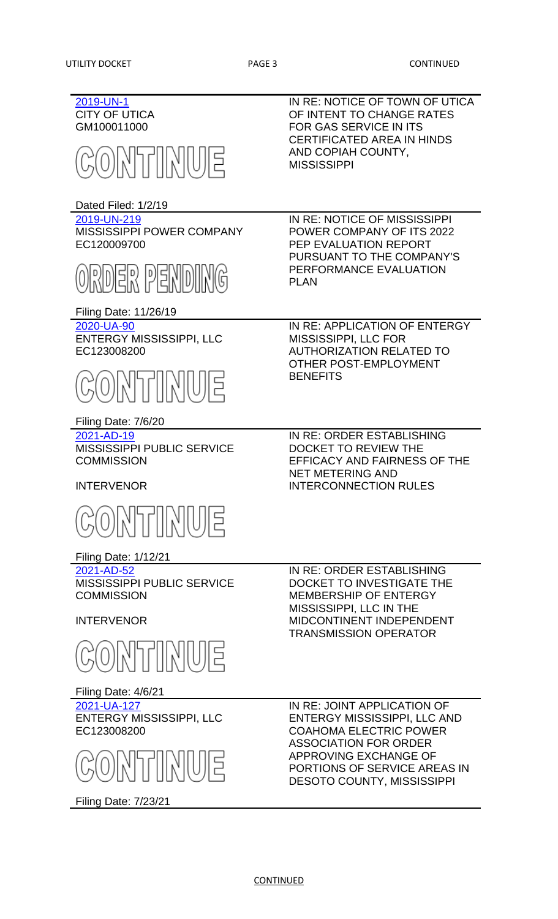| Docket | Description |
| --- | --- |
| 2019-UN-1<br>CITY OF UTICA<br>GM100011000<br><br>CONTINUE<br><br>Dated Filed: 1/2/19 | IN RE: NOTICE OF TOWN OF UTICA OF INTENT TO CHANGE RATES FOR GAS SERVICE IN ITS CERTIFICATED AREA IN HINDS AND COPIAH COUNTY, MISSISSIPPI |
| 2019-UN-219<br>MISSISSIPPI POWER COMPANY<br>EC120009700<br><br>ORDER PENDING<br><br>Filing Date: 11/26/19 | IN RE: NOTICE OF MISSISSIPPI POWER COMPANY OF ITS 2022 PEP EVALUATION REPORT PURSUANT TO THE COMPANY'S PERFORMANCE EVALUATION PLAN |
| 2020-UA-90<br>ENTERGY MISSISSIPPI, LLC<br>EC123008200<br><br>CONTINUE<br><br>Filing Date: 7/6/20 | IN RE: APPLICATION OF ENTERGY MISSISSIPPI, LLC FOR AUTHORIZATION RELATED TO OTHER POST-EMPLOYMENT BENEFITS |
| 2021-AD-19<br>MISSISSIPPI PUBLIC SERVICE COMMISSION<br><br>INTERVENOR<br><br>CONTINUE<br><br>Filing Date: 1/12/21 | IN RE: ORDER ESTABLISHING DOCKET TO REVIEW THE EFFICACY AND FAIRNESS OF THE NET METERING AND INTERCONNECTION RULES |
| 2021-AD-52<br>MISSISSIPPI PUBLIC SERVICE COMMISSION<br><br>INTERVENOR<br><br>CONTINUE<br><br>Filing Date: 4/6/21 | IN RE: ORDER ESTABLISHING DOCKET TO INVESTIGATE THE MEMBERSHIP OF ENTERGY MISSISSIPPI, LLC IN THE MIDCONTINENT INDEPENDENT TRANSMISSION OPERATOR |
| 2021-UA-127<br>ENTERGY MISSISSIPPI, LLC<br>EC123008200<br><br>CONTINUE<br><br>Filing Date: 7/23/21 | IN RE: JOINT APPLICATION OF ENTERGY MISSISSIPPI, LLC AND COAHOMA ELECTRIC POWER ASSOCIATION FOR ORDER APPROVING EXCHANGE OF PORTIONS OF SERVICE AREAS IN DESOTO COUNTY, MISSISSIPPI |

CONTINUED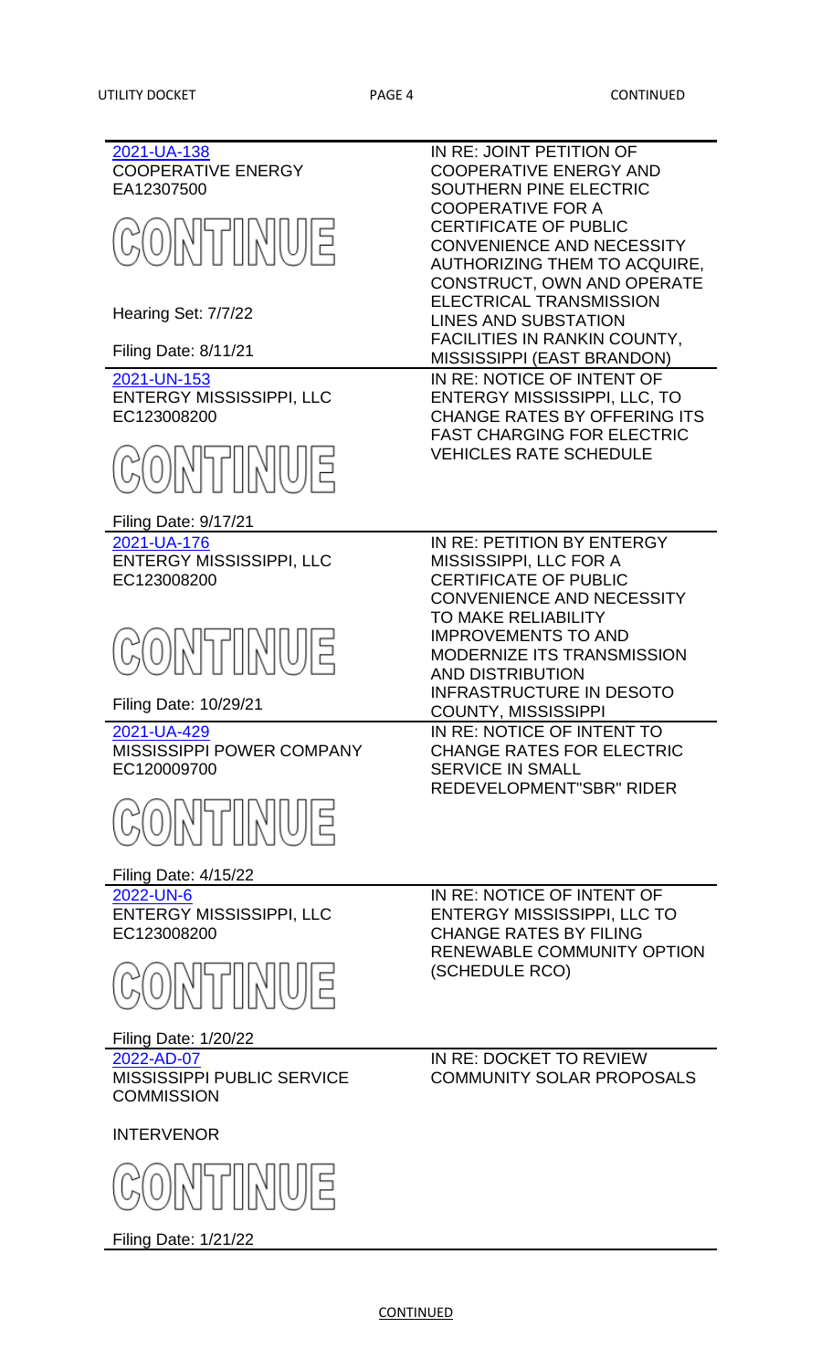| | |
|---|---|
| 2021-UA-138<br>COOPERATIVE ENERGY<br>EA12307500<br><br>CONTINUE<br><br>Hearing Set: 7/7/22<br><br>Filing Date: 8/11/21 | IN RE: JOINT PETITION OF COOPERATIVE ENERGY AND SOUTHERN PINE ELECTRIC COOPERATIVE FOR A CERTIFICATE OF PUBLIC CONVENIENCE AND NECESSITY AUTHORIZING THEM TO ACQUIRE, CONSTRUCT, OWN AND OPERATE ELECTRICAL TRANSMISSION LINES AND SUBSTATION FACILITIES IN RANKIN COUNTY, MISSISSIPPI (EAST BRANDON) |
| 2021-UN-153<br>ENTERGY MISSISSIPPI, LLC<br>EC123008200<br><br>CONTINUE<br><br>Filing Date: 9/17/21 | IN RE: NOTICE OF INTENT OF ENTERGY MISSISSIPPI, LLC, TO CHANGE RATES BY OFFERING ITS FAST CHARGING FOR ELECTRIC VEHICLES RATE SCHEDULE |
| 2021-UA-176<br>ENTERGY MISSISSIPPI, LLC<br>EC123008200<br><br>CONTINUE<br><br>Filing Date: 10/29/21 | IN RE: PETITION BY ENTERGY MISSISSIPPI, LLC FOR A CERTIFICATE OF PUBLIC CONVENIENCE AND NECESSITY TO MAKE RELIABILITY IMPROVEMENTS TO AND MODERNIZE ITS TRANSMISSION AND DISTRIBUTION INFRASTRUCTURE IN DESOTO COUNTY, MISSISSIPPI |
| 2021-UA-429<br>MISSISSIPPI POWER COMPANY<br>EC120009700<br><br>CONTINUE<br><br>Filing Date: 4/15/22 | IN RE: NOTICE OF INTENT TO CHANGE RATES FOR ELECTRIC SERVICE IN SMALL REDEVELOPMENT"SBR" RIDER |
| 2022-UN-6<br>ENTERGY MISSISSIPPI, LLC<br>EC123008200<br><br>CONTINUE<br><br>Filing Date: 1/20/22 | IN RE: NOTICE OF INTENT OF ENTERGY MISSISSIPPI, LLC TO CHANGE RATES BY FILING RENEWABLE COMMUNITY OPTION (SCHEDULE RCO) |
| 2022-AD-07<br>MISSISSIPPI PUBLIC SERVICE COMMISSION<br><br>INTERVENOR<br><br>CONTINUE<br><br>Filing Date: 1/21/22 | IN RE: DOCKET TO REVIEW COMMUNITY SOLAR PROPOSALS |

CONTINUED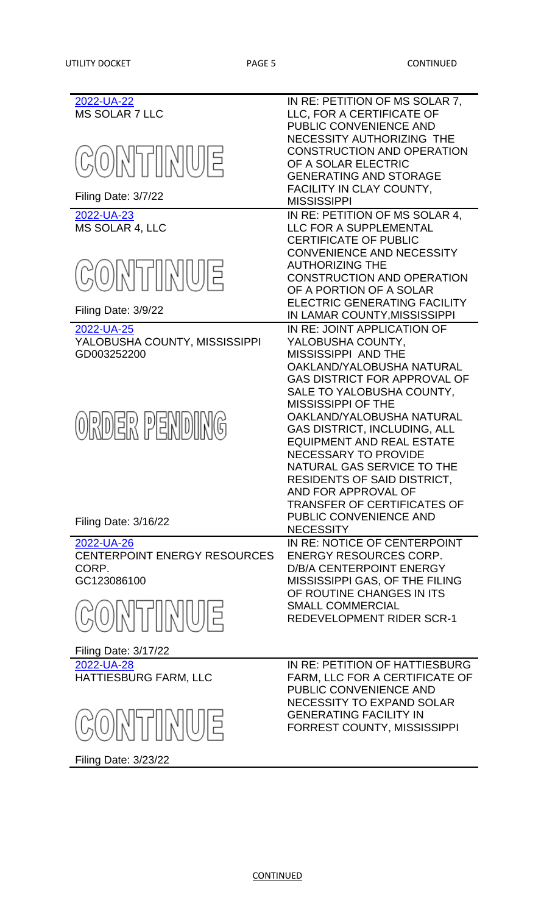| Docket | Description |
|---|---|
| 2022-UA-22<br>MS SOLAR 7 LLC<br>CONTINUE<br>Filing Date: 3/7/22 | IN RE: PETITION OF MS SOLAR 7, LLC, FOR A CERTIFICATE OF PUBLIC CONVENIENCE AND NECESSITY AUTHORIZING THE CONSTRUCTION AND OPERATION OF A SOLAR ELECTRIC GENERATING AND STORAGE FACILITY IN CLAY COUNTY, MISSISSIPPI |
| 2022-UA-23<br>MS SOLAR 4, LLC<br>CONTINUE<br>Filing Date: 3/9/22 | IN RE: PETITION OF MS SOLAR 4, LLC FOR A SUPPLEMENTAL CERTIFICATE OF PUBLIC CONVENIENCE AND NECESSITY AUTHORIZING THE CONSTRUCTION AND OPERATION OF A PORTION OF A SOLAR ELECTRIC GENERATING FACILITY IN LAMAR COUNTY,MISSISSIPPI |
| 2022-UA-25<br>YALOBUSHA COUNTY, MISSISSIPPI<br>GD003252200<br>ORDER PENDING<br>Filing Date: 3/16/22 | IN RE: JOINT APPLICATION OF YALOBUSHA COUNTY, MISSISSIPPI AND THE OAKLAND/YALOBUSHA NATURAL GAS DISTRICT FOR APPROVAL OF SALE TO YALOBUSHA COUNTY, MISSISSIPPI OF THE OAKLAND/YALOBUSHA NATURAL GAS DISTRICT, INCLUDING, ALL EQUIPMENT AND REAL ESTATE NECESSARY TO PROVIDE NATURAL GAS SERVICE TO THE RESIDENTS OF SAID DISTRICT, AND FOR APPROVAL OF TRANSFER OF CERTIFICATES OF PUBLIC CONVENIENCE AND NECESSITY |
| 2022-UA-26<br>CENTERPOINT ENERGY RESOURCES CORP.<br>GC123086100<br>CONTINUE<br>Filing Date: 3/17/22 | IN RE: NOTICE OF CENTERPOINT ENERGY RESOURCES CORP. D/B/A CENTERPOINT ENERGY MISSISSIPPI GAS, OF THE FILING OF ROUTINE CHANGES IN ITS SMALL COMMERCIAL REDEVELOPMENT RIDER SCR-1 |
| 2022-UA-28<br>HATTIESBURG FARM, LLC<br>CONTINUE<br>Filing Date: 3/23/22 | IN RE: PETITION OF HATTIESBURG FARM, LLC FOR A CERTIFICATE OF PUBLIC CONVENIENCE AND NECESSITY TO EXPAND SOLAR GENERATING FACILITY IN FORREST COUNTY, MISSISSIPPI |

CONTINUED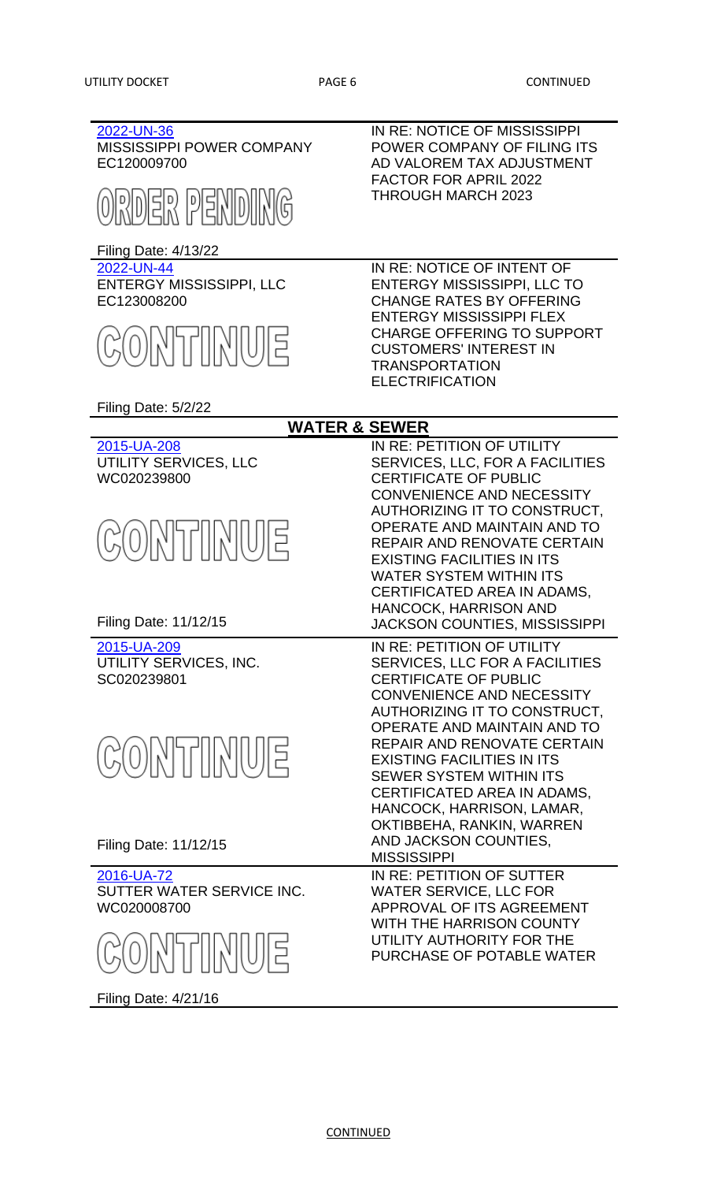| | |
|---|---|
| 2022-UN-36<br>MISSISSIPPI POWER COMPANY<br>EC120009700<br><br>ORDER PENDING<br><br>Filing Date: 4/13/22 | IN RE: NOTICE OF MISSISSIPPI POWER COMPANY OF FILING ITS AD VALOREM TAX ADJUSTMENT FACTOR FOR APRIL 2022 THROUGH MARCH 2023 |
| 2022-UN-44<br>ENTERGY MISSISSIPPI, LLC<br>EC123008200<br><br>CONTINUE<br><br>Filing Date: 5/2/22 | IN RE: NOTICE OF INTENT OF ENTERGY MISSISSIPPI, LLC TO CHANGE RATES BY OFFERING ENTERGY MISSISSIPPI FLEX CHARGE OFFERING TO SUPPORT CUSTOMERS' INTEREST IN TRANSPORTATION ELECTRIFICATION |

## WATER & SEWER

| | |
|---|---|
| 2015-UA-208<br>UTILITY SERVICES, LLC<br>WC020239800<br><br>CONTINUE<br><br>Filing Date: 11/12/15 | IN RE: PETITION OF UTILITY SERVICES, LLC, FOR A FACILITIES CERTIFICATE OF PUBLIC CONVENIENCE AND NECESSITY AUTHORIZING IT TO CONSTRUCT, OPERATE AND MAINTAIN AND TO REPAIR AND RENOVATE CERTAIN EXISTING FACILITIES IN ITS WATER SYSTEM WITHIN ITS CERTIFICATED AREA IN ADAMS, HANCOCK, HARRISON AND JACKSON COUNTIES, MISSISSIPPI |
| 2015-UA-209<br>UTILITY SERVICES, INC.<br>SC020239801<br><br>CONTINUE<br><br>Filing Date: 11/12/15 | IN RE: PETITION OF UTILITY SERVICES, LLC FOR A FACILITIES CERTIFICATE OF PUBLIC CONVENIENCE AND NECESSITY AUTHORIZING IT TO CONSTRUCT, OPERATE AND MAINTAIN AND TO REPAIR AND RENOVATE CERTAIN EXISTING FACILITIES IN ITS SEWER SYSTEM WITHIN ITS CERTIFICATED AREA IN ADAMS, HANCOCK, HARRISON, LAMAR, OKTIBBEHA, RANKIN, WARREN AND JACKSON COUNTIES, MISSISSIPPI |
| 2016-UA-72<br>SUTTER WATER SERVICE INC.<br>WC020008700<br><br>CONTINUE<br><br>Filing Date: 4/21/16 | IN RE: PETITION OF SUTTER WATER SERVICE, LLC FOR APPROVAL OF ITS AGREEMENT WITH THE HARRISON COUNTY UTILITY AUTHORITY FOR THE PURCHASE OF POTABLE WATER |

CONTINUED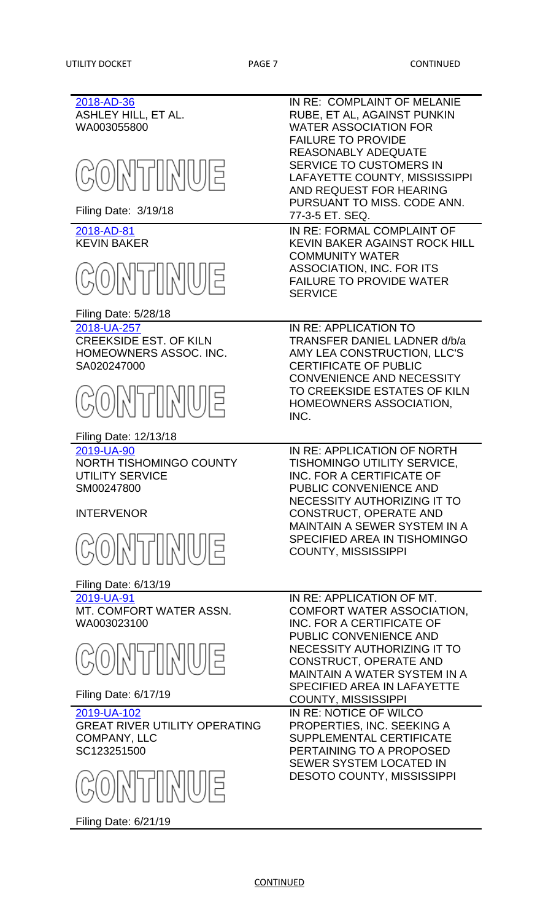| Docket / Party | Description |
|---|---|
| 2018-AD-36<br>ASHLEY HILL, ET AL.<br>WA003055800<br><br>CONTINUE<br><br>Filing Date: 3/19/18 | IN RE: COMPLAINT OF MELANIE RUBE, ET AL, AGAINST PUNKIN WATER ASSOCIATION FOR FAILURE TO PROVIDE REASONABLY ADEQUATE SERVICE TO CUSTOMERS IN LAFAYETTE COUNTY, MISSISSIPPI AND REQUEST FOR HEARING PURSUANT TO MISS. CODE ANN. 77-3-5 ET. SEQ. |
| 2018-AD-81<br>KEVIN BAKER<br><br>CONTINUE<br><br>Filing Date: 5/28/18 | IN RE: FORMAL COMPLAINT OF KEVIN BAKER AGAINST ROCK HILL COMMUNITY WATER ASSOCIATION, INC. FOR ITS FAILURE TO PROVIDE WATER SERVICE |
| 2018-UA-257<br>CREEKSIDE EST. OF KILN HOMEOWNERS ASSOC. INC.<br>SA020247000<br><br>CONTINUE<br><br>Filing Date: 12/13/18 | IN RE: APPLICATION TO TRANSFER DANIEL LADNER d/b/a AMY LEA CONSTRUCTION, LLC'S CERTIFICATE OF PUBLIC CONVENIENCE AND NECESSITY TO CREEKSIDE ESTATES OF KILN HOMEOWNERS ASSOCIATION, INC. |
| 2019-UA-90<br>NORTH TISHOMINGO COUNTY UTILITY SERVICE<br>SM00247800<br><br>INTERVENOR<br><br>CONTINUE<br><br>Filing Date: 6/13/19 | IN RE: APPLICATION OF NORTH TISHOMINGO UTILITY SERVICE, INC. FOR A CERTIFICATE OF PUBLIC CONVENIENCE AND NECESSITY AUTHORIZING IT TO CONSTRUCT, OPERATE AND MAINTAIN A SEWER SYSTEM IN A SPECIFIED AREA IN TISHOMINGO COUNTY, MISSISSIPPI |
| 2019-UA-91<br>MT. COMFORT WATER ASSN.<br>WA003023100<br><br>CONTINUE<br><br>Filing Date: 6/17/19 | IN RE: APPLICATION OF MT. COMFORT WATER ASSOCIATION, INC. FOR A CERTIFICATE OF PUBLIC CONVENIENCE AND NECESSITY AUTHORIZING IT TO CONSTRUCT, OPERATE AND MAINTAIN A WATER SYSTEM IN A SPECIFIED AREA IN LAFAYETTE COUNTY, MISSISSIPPI |
| 2019-UA-102<br>GREAT RIVER UTILITY OPERATING COMPANY, LLC<br>SC123251500<br><br>CONTINUE<br><br>Filing Date: 6/21/19 | IN RE: NOTICE OF WILCO PROPERTIES, INC. SEEKING A SUPPLEMENTAL CERTIFICATE PERTAINING TO A PROPOSED SEWER SYSTEM LOCATED IN DESOTO COUNTY, MISSISSIPPI |

CONTINUED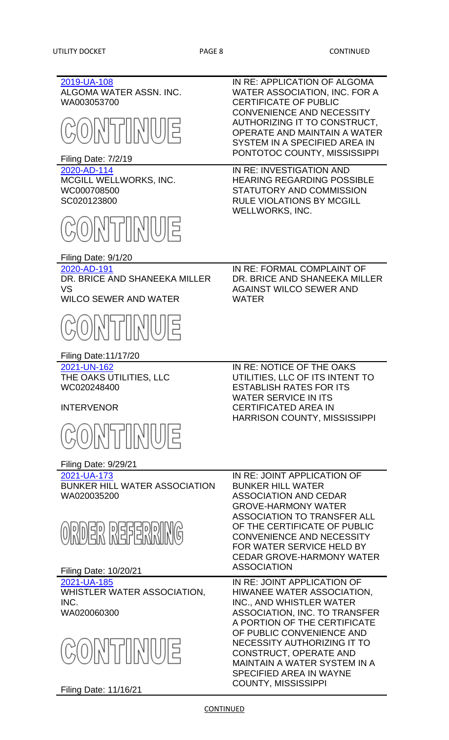| | |
|---|---|
| 2019-UA-108<br>ALGOMA WATER ASSN. INC.<br>WA003053700<br><br>CONTINUE<br><br>Filing Date: 7/2/19 | IN RE: APPLICATION OF ALGOMA WATER ASSOCIATION, INC. FOR A CERTIFICATE OF PUBLIC CONVENIENCE AND NECESSITY AUTHORIZING IT TO CONSTRUCT, OPERATE AND MAINTAIN A WATER SYSTEM IN A SPECIFIED AREA IN PONTOTOC COUNTY, MISSISSIPPI |
| 2020-AD-114<br>MCGILL WELLWORKS, INC.<br>WC000708500<br>SC020123800<br><br>CONTINUE<br><br>Filing Date: 9/1/20 | IN RE: INVESTIGATION AND HEARING REGARDING POSSIBLE STATUTORY AND COMMISSION RULE VIOLATIONS BY MCGILL WELLWORKS, INC. |
| 2020-AD-191<br>DR. BRICE AND SHANEEKA MILLER VS<br>WILCO SEWER AND WATER<br><br>CONTINUE<br><br>Filing Date:11/17/20 | IN RE: FORMAL COMPLAINT OF DR. BRICE AND SHANEEKA MILLER AGAINST WILCO SEWER AND WATER |
| 2021-UN-162<br>THE OAKS UTILITIES, LLC<br>WC020248400<br><br>INTERVENOR<br><br>CONTINUE<br><br>Filing Date: 9/29/21 | IN RE: NOTICE OF THE OAKS UTILITIES, LLC OF ITS INTENT TO ESTABLISH RATES FOR ITS WATER SERVICE IN ITS CERTIFICATED AREA IN HARRISON COUNTY, MISSISSIPPI |
| 2021-UA-173<br>BUNKER HILL WATER ASSOCIATION<br>WA020035200<br><br>ORDER REFERRING<br><br>Filing Date: 10/20/21 | IN RE: JOINT APPLICATION OF BUNKER HILL WATER ASSOCIATION AND CEDAR GROVE-HARMONY WATER ASSOCIATION TO TRANSFER ALL OF THE CERTIFICATE OF PUBLIC CONVENIENCE AND NECESSITY FOR WATER SERVICE HELD BY CEDAR GROVE-HARMONY WATER ASSOCIATION |
| 2021-UA-185<br>WHISTLER WATER ASSOCIATION, INC.<br>WA020060300<br><br>CONTINUE<br><br>Filing Date: 11/16/21 | IN RE: JOINT APPLICATION OF HIWANEE WATER ASSOCIATION, INC., AND WHISTLER WATER ASSOCIATION, INC. TO TRANSFER A PORTION OF THE CERTIFICATE OF PUBLIC CONVENIENCE AND NECESSITY AUTHORIZING IT TO CONSTRUCT, OPERATE AND MAINTAIN A WATER SYSTEM IN A SPECIFIED AREA IN WAYNE COUNTY, MISSISSIPPI |

CONTINUED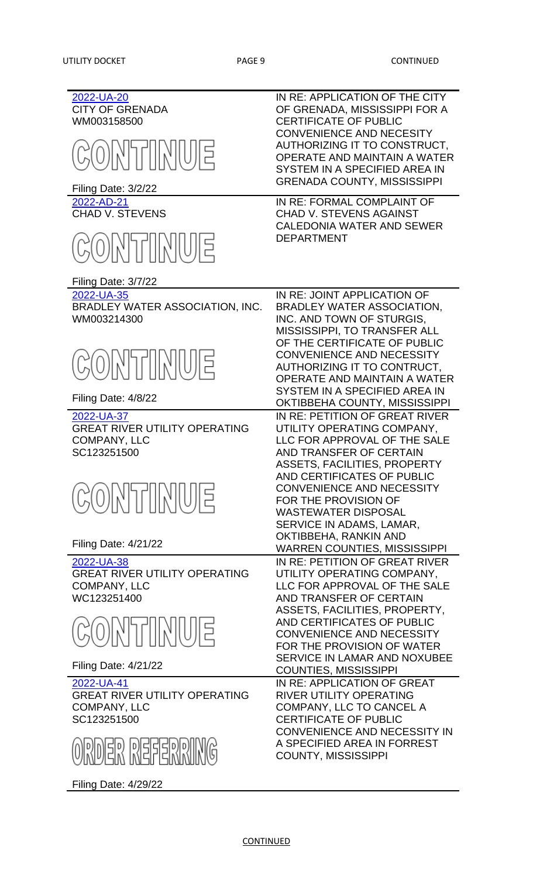| | |
|---|---|
| 2022-UA-20<br>CITY OF GRENADA<br>WM003158500<br>CONTINUE<br>Filing Date: 3/2/22 | IN RE: APPLICATION OF THE CITY OF GRENADA, MISSISSIPPI FOR A CERTIFICATE OF PUBLIC CONVENIENCE AND NECESITY AUTHORIZING IT TO CONSTRUCT, OPERATE AND MAINTAIN A WATER SYSTEM IN A SPECIFIED AREA IN GRENADA COUNTY, MISSISSIPPI |
| 2022-AD-21<br>CHAD V. STEVENS<br>CONTINUE<br>Filing Date: 3/7/22 | IN RE: FORMAL COMPLAINT OF CHAD V. STEVENS AGAINST CALEDONIA WATER AND SEWER DEPARTMENT |
| 2022-UA-35<br>BRADLEY WATER ASSOCIATION, INC.<br>WM003214300<br>CONTINUE<br>Filing Date: 4/8/22 | IN RE: JOINT APPLICATION OF BRADLEY WATER ASSOCIATION, INC. AND TOWN OF STURGIS, MISSISSIPPI, TO TRANSFER ALL OF THE CERTIFICATE OF PUBLIC CONVENIENCE AND NECESSITY AUTHORIZING IT TO CONTRUCT, OPERATE AND MAINTAIN A WATER SYSTEM IN A SPECIFIED AREA IN OKTIBBEHA COUNTY, MISSISSIPPI |
| 2022-UA-37<br>GREAT RIVER UTILITY OPERATING COMPANY, LLC<br>SC123251500<br>CONTINUE<br>Filing Date: 4/21/22 | IN RE: PETITION OF GREAT RIVER UTILITY OPERATING COMPANY, LLC FOR APPROVAL OF THE SALE AND TRANSFER OF CERTAIN ASSETS, FACILITIES, PROPERTY AND CERTIFICATES OF PUBLIC CONVENIENCE AND NECESSITY FOR THE PROVISION OF WASTEWATER DISPOSAL SERVICE IN ADAMS, LAMAR, OKTIBBEHA, RANKIN AND WARREN COUNTIES, MISSISSIPPI |
| 2022-UA-38<br>GREAT RIVER UTILITY OPERATING COMPANY, LLC<br>WC123251400<br>CONTINUE<br>Filing Date: 4/21/22 | IN RE: PETITION OF GREAT RIVER UTILITY OPERATING COMPANY, LLC FOR APPROVAL OF THE SALE AND TRANSFER OF CERTAIN ASSETS, FACILITIES, PROPERTY, AND CERTIFICATES OF PUBLIC CONVENIENCE AND NECESSITY FOR THE PROVISION OF WATER SERVICE IN LAMAR AND NOXUBEE COUNTIES, MISSISSIPPI |
| 2022-UA-41<br>GREAT RIVER UTILITY OPERATING COMPANY, LLC<br>SC123251500<br>ORDER REFERRING<br>Filing Date: 4/29/22 | IN RE: APPLICATION OF GREAT RIVER UTILITY OPERATING COMPANY, LLC TO CANCEL A CERTIFICATE OF PUBLIC CONVENIENCE AND NECESSITY IN A SPECIFIED AREA IN FORREST COUNTY, MISSISSIPPI |

CONTINUED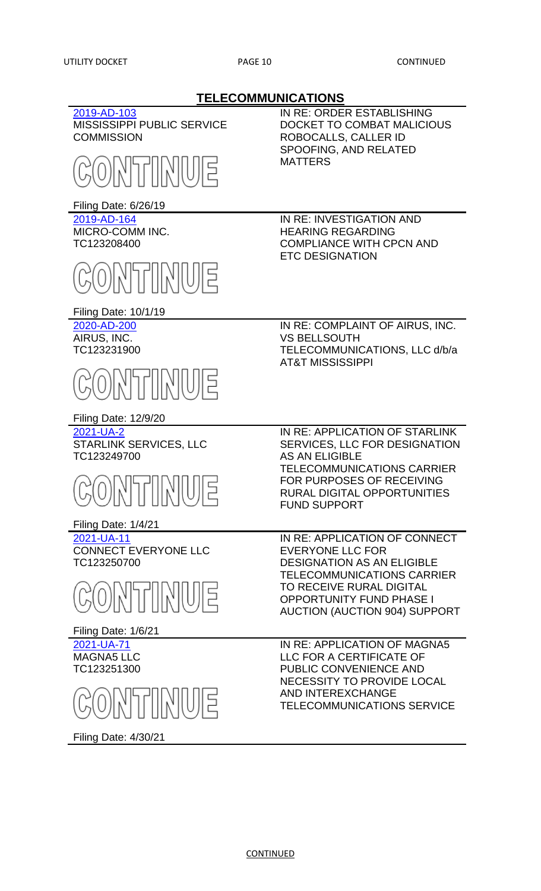## TELECOMMUNICATIONS

| Docket | Description |
|---|---|
| 2019-AD-103<br>MISSISSIPPI PUBLIC SERVICE COMMISSION<br>CONTINUE<br>Filing Date: 6/26/19 | IN RE: ORDER ESTABLISHING DOCKET TO COMBAT MALICIOUS ROBOCALLS, CALLER ID SPOOFING, AND RELATED MATTERS |
| 2019-AD-164<br>MICRO-COMM INC.<br>TC123208400<br>CONTINUE<br>Filing Date: 10/1/19 | IN RE: INVESTIGATION AND HEARING REGARDING COMPLIANCE WITH CPCN AND ETC DESIGNATION |
| 2020-AD-200<br>AIRUS, INC.<br>TC123231900<br>CONTINUE<br>Filing Date: 12/9/20 | IN RE: COMPLAINT OF AIRUS, INC. VS BELLSOUTH TELECOMMUNICATIONS, LLC d/b/a AT&T MISSISSIPPI |
| 2021-UA-2<br>STARLINK SERVICES, LLC<br>TC123249700<br>CONTINUE<br>Filing Date: 1/4/21 | IN RE: APPLICATION OF STARLINK SERVICES, LLC FOR DESIGNATION AS AN ELIGIBLE TELECOMMUNICATIONS CARRIER FOR PURPOSES OF RECEIVING RURAL DIGITAL OPPORTUNITIES FUND SUPPORT |
| 2021-UA-11<br>CONNECT EVERYONE LLC<br>TC123250700<br>CONTINUE<br>Filing Date: 1/6/21 | IN RE: APPLICATION OF CONNECT EVERYONE LLC FOR DESIGNATION AS AN ELIGIBLE TELECOMMUNICATIONS CARRIER TO RECEIVE RURAL DIGITAL OPPORTUNITY FUND PHASE I AUCTION (AUCTION 904) SUPPORT |
| 2021-UA-71<br>MAGNA5 LLC<br>TC123251300<br>CONTINUE<br>Filing Date: 4/30/21 | IN RE: APPLICATION OF MAGNA5 LLC FOR A CERTIFICATE OF PUBLIC CONVENIENCE AND NECESSITY TO PROVIDE LOCAL AND INTEREXCHANGE TELECOMMUNICATIONS SERVICE |

CONTINUED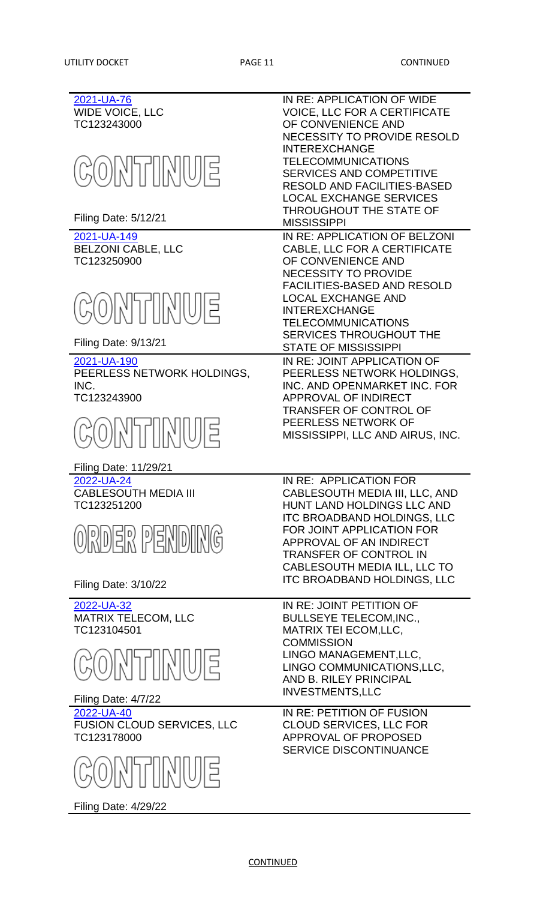| Docket | Description |
| --- | --- |
| 2021-UA-76<br>WIDE VOICE, LLC<br>TC123243000<br>CONTINUE<br>Filing Date: 5/12/21 | IN RE: APPLICATION OF WIDE VOICE, LLC FOR A CERTIFICATE OF CONVENIENCE AND NECESSITY TO PROVIDE RESOLD INTEREXCHANGE TELECOMMUNICATIONS SERVICES AND COMPETITIVE RESOLD AND FACILITIES-BASED LOCAL EXCHANGE SERVICES THROUGHOUT THE STATE OF MISSISSIPPI |
| 2021-UA-149<br>BELZONI CABLE, LLC<br>TC123250900<br>CONTINUE<br>Filing Date: 9/13/21 | IN RE: APPLICATION OF BELZONI CABLE, LLC FOR A CERTIFICATE OF CONVENIENCE AND NECESSITY TO PROVIDE FACILITIES-BASED AND RESOLD LOCAL EXCHANGE AND INTEREXCHANGE TELECOMMUNICATIONS SERVICES THROUGHOUT THE STATE OF MISSISSIPPI |
| 2021-UA-190<br>PEERLESS NETWORK HOLDINGS, INC.<br>TC123243900<br>CONTINUE<br>Filing Date: 11/29/21 | IN RE: JOINT APPLICATION OF PEERLESS NETWORK HOLDINGS, INC. AND OPENMARKET INC. FOR APPROVAL OF INDIRECT TRANSFER OF CONTROL OF PEERLESS NETWORK OF MISSISSIPPI, LLC AND AIRUS, INC. |
| 2022-UA-24<br>CABLESOUTH MEDIA III<br>TC123251200<br>ORDER PENDING<br>Filing Date: 3/10/22 | IN RE: APPLICATION FOR CABLESOUTH MEDIA III, LLC, AND HUNT LAND HOLDINGS LLC AND ITC BROADBAND HOLDINGS, LLC FOR JOINT APPLICATION FOR APPROVAL OF AN INDIRECT TRANSFER OF CONTROL IN CABLESOUTH MEDIA ILL, LLC TO ITC BROADBAND HOLDINGS, LLC |
| 2022-UA-32<br>MATRIX TELECOM, LLC<br>TC123104501<br>CONTINUE<br>Filing Date: 4/7/22 | IN RE: JOINT PETITION OF BULLSEYE TELECOM,INC., MATRIX TEI ECOM,LLC, COMMISSION LINGO MANAGEMENT,LLC, LINGO COMMUNICATIONS,LLC, AND B. RILEY PRINCIPAL INVESTMENTS,LLC |
| 2022-UA-40<br>FUSION CLOUD SERVICES, LLC<br>TC123178000<br>CONTINUE<br>Filing Date: 4/29/22 | IN RE: PETITION OF FUSION CLOUD SERVICES, LLC FOR APPROVAL OF PROPOSED SERVICE DISCONTINUANCE |

CONTINUED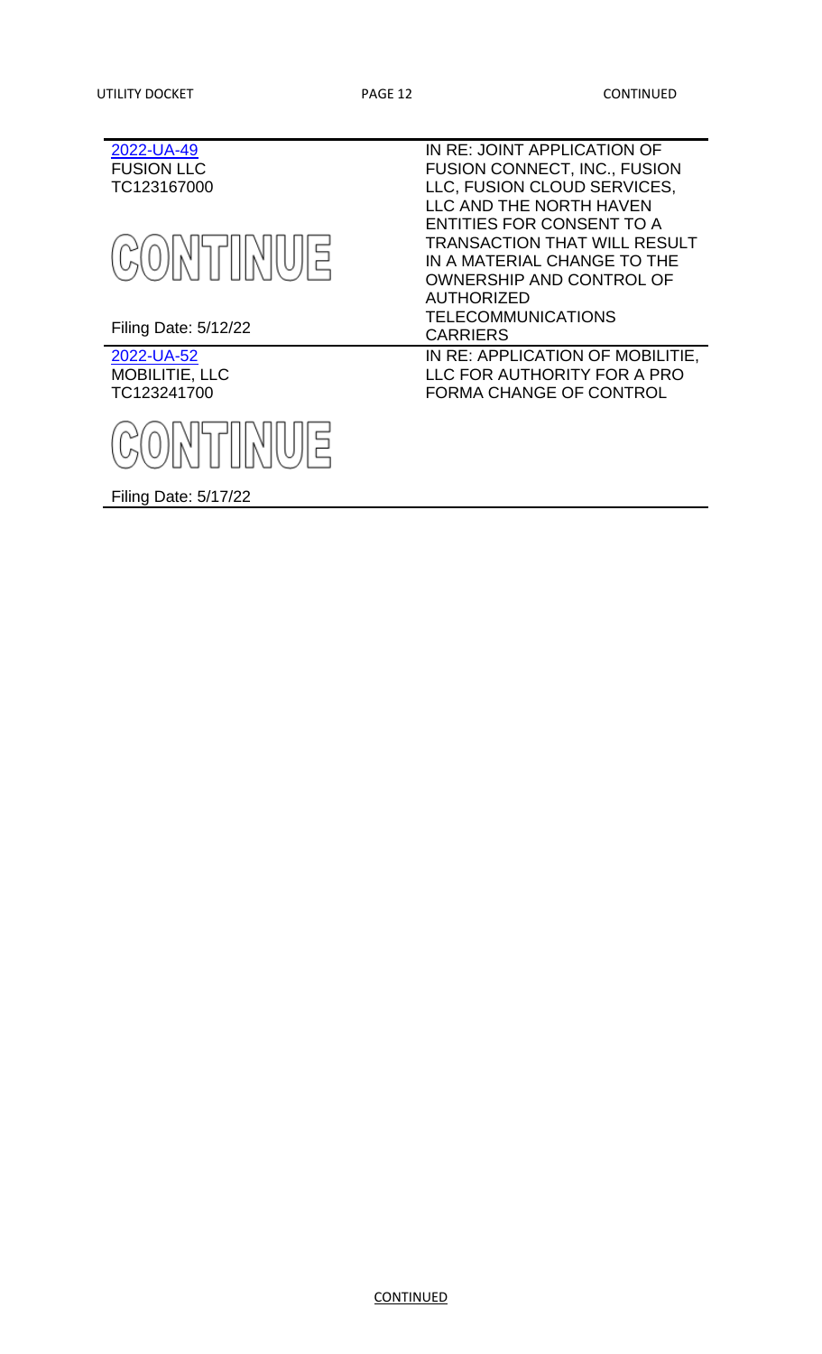| | |
|---|---|
| 2022-UA-49<br>FUSION LLC<br>TC123167000<br><br>CONTINUE<br><br>Filing Date: 5/12/22 | IN RE: JOINT APPLICATION OF FUSION CONNECT, INC., FUSION LLC, FUSION CLOUD SERVICES, LLC AND THE NORTH HAVEN ENTITIES FOR CONSENT TO A TRANSACTION THAT WILL RESULT IN A MATERIAL CHANGE TO THE OWNERSHIP AND CONTROL OF AUTHORIZED TELECOMMUNICATIONS CARRIERS |
| 2022-UA-52<br>MOBILITIE, LLC<br>TC123241700<br><br>CONTINUE<br><br>Filing Date: 5/17/22 | IN RE: APPLICATION OF MOBILITIE, LLC FOR AUTHORITY FOR A PRO FORMA CHANGE OF CONTROL |

CONTINUED